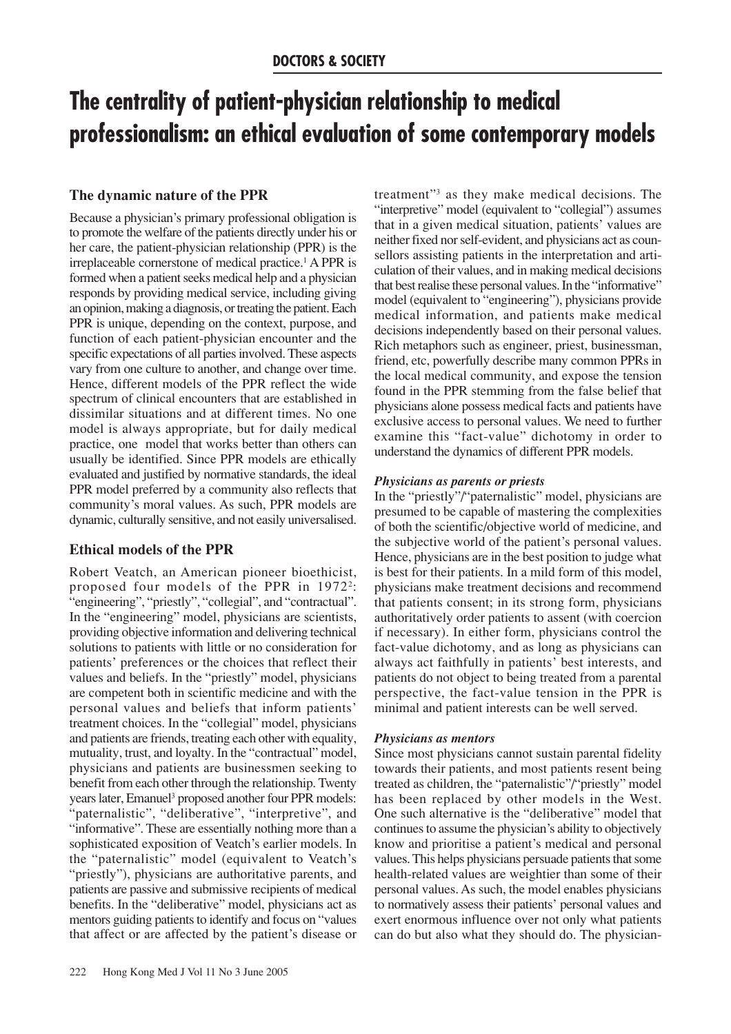# The centrality of patient-physician relationship to medical professionalism: an ethical evaluation of some contemporary models

## The dynamic nature of the PPR

Because a physician's primary professional obligation is to promote the welfare of the patients directly under his or her care, the patient-physician relationship (PPR) is the irreplaceable cornerstone of medical practice.[1] A PPR is formed when a patient seeks medical help and a physician responds by providing medical service, including giving an opinion, making a diagnosis, or treating the patient. Each PPR is unique, depending on the context, purpose, and function of each patient-physician encounter and the specific expectations of all parties involved. These aspects vary from one culture to another, and change over time. Hence, different models of the PPR reflect the wide spectrum of clinical encounters that are established in dissimilar situations and at different times. No one model is always appropriate, but for daily medical practice, one model that works better than others can usually be identified. Since PPR models are ethically evaluated and justified by normative standards, the ideal PPR model preferred by a community also reflects that community's moral values. As such, PPR models are dynamic, culturally sensitive, and not easily universalised.

## Ethical models of the PPR

Robert Veatch, an American pioneer bioethicist, proposed four models of the PPR in 1972[2]: "engineering", "priestly", "collegial", and "contractual". In the "engineering" model, physicians are scientists, providing objective information and delivering technical solutions to patients with little or no consideration for patients' preferences or the choices that reflect their values and beliefs. In the "priestly" model, physicians are competent both in scientific medicine and with the personal values and beliefs that inform patients' treatment choices. In the "collegial" model, physicians and patients are friends, treating each other with equality, mutuality, trust, and loyalty. In the "contractual" model, physicians and patients are businessmen seeking to benefit from each other through the relationship. Twenty years later, Emanuel[3] proposed another four PPR models: "paternalistic", "deliberative", "interpretive", and "informative". These are essentially nothing more than a sophisticated exposition of Veatch's earlier models. In the "paternalistic" model (equivalent to Veatch's "priestly"), physicians are authoritative parents, and patients are passive and submissive recipients of medical benefits. In the "deliberative" model, physicians act as mentors guiding patients to identify and focus on "values that affect or are affected by the patient's disease or treatment"[3] as they make medical decisions. The "interpretive" model (equivalent to "collegial") assumes that in a given medical situation, patients' values are neither fixed nor self-evident, and physicians act as counsellors assisting patients in the interpretation and articulation of their values, and in making medical decisions that best realise these personal values. In the "informative" model (equivalent to "engineering"), physicians provide medical information, and patients make medical decisions independently based on their personal values. Rich metaphors such as engineer, priest, businessman, friend, etc, powerfully describe many common PPRs in the local medical community, and expose the tension found in the PPR stemming from the false belief that physicians alone possess medical facts and patients have exclusive access to personal values. We need to further examine this "fact-value" dichotomy in order to understand the dynamics of different PPR models.

### *Physicians as parents or priests*

In the "priestly"/"paternalistic" model, physicians are presumed to be capable of mastering the complexities of both the scientific/objective world of medicine, and the subjective world of the patient's personal values. Hence, physicians are in the best position to judge what is best for their patients. In a mild form of this model, physicians make treatment decisions and recommend that patients consent; in its strong form, physicians authoritatively order patients to assent (with coercion if necessary). In either form, physicians control the fact-value dichotomy, and as long as physicians can always act faithfully in patients' best interests, and patients do not object to being treated from a parental perspective, the fact-value tension in the PPR is minimal and patient interests can be well served.

### *Physicians as mentors*

Since most physicians cannot sustain parental fidelity towards their patients, and most patients resent being treated as children, the "paternalistic"/"priestly" model has been replaced by other models in the West. One such alternative is the "deliberative" model that continues to assume the physician's ability to objectively know and prioritise a patient's medical and personal values. This helps physicians persuade patients that some health-related values are weightier than some of their personal values. As such, the model enables physicians to normatively assess their patients' personal values and exert enormous influence over not only what patients can do but also what they should do. The physician-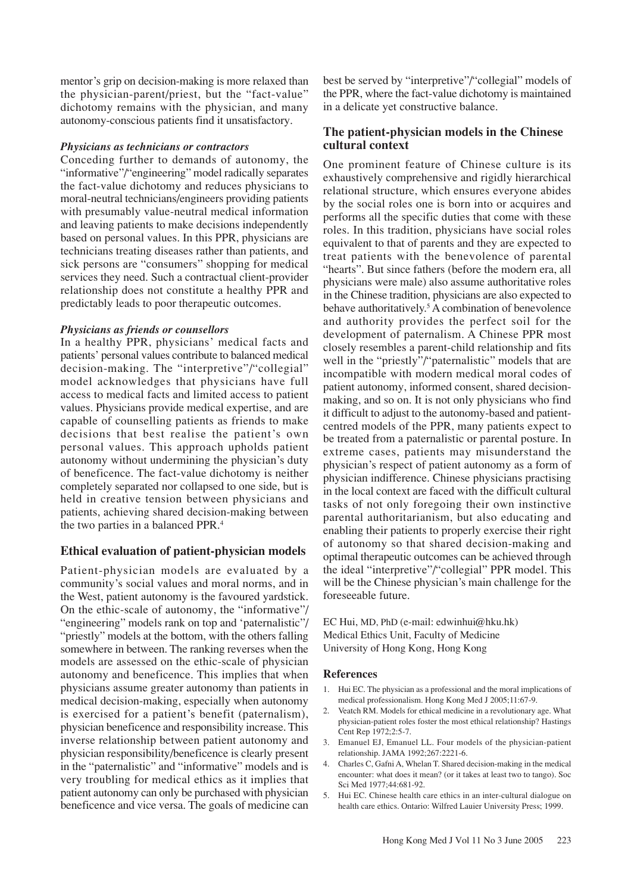mentor's grip on decision-making is more relaxed than the physician-parent/priest, but the "fact-value" dichotomy remains with the physician, and many autonomy-conscious patients find it unsatisfactory.

***Physicians as technicians or contractors***

Conceding further to demands of autonomy, the "informative"/"engineering" model radically separates the fact-value dichotomy and reduces physicians to moral-neutral technicians/engineers providing patients with presumably value-neutral medical information and leaving patients to make decisions independently based on personal values. In this PPR, physicians are technicians treating diseases rather than patients, and sick persons are "consumers" shopping for medical services they need. Such a contractual client-provider relationship does not constitute a healthy PPR and predictably leads to poor therapeutic outcomes.

***Physicians as friends or counsellors***

In a healthy PPR, physicians' medical facts and patients' personal values contribute to balanced medical decision-making. The "interpretive"/"collegial" model acknowledges that physicians have full access to medical facts and limited access to patient values. Physicians provide medical expertise, and are capable of counselling patients as friends to make decisions that best realise the patient's own personal values. This approach upholds patient autonomy without undermining the physician's duty of beneficence. The fact-value dichotomy is neither completely separated nor collapsed to one side, but is held in creative tension between physicians and patients, achieving shared decision-making between the two parties in a balanced PPR.[4]

## Ethical evaluation of patient-physician models

Patient-physician models are evaluated by a community's social values and moral norms, and in the West, patient autonomy is the favoured yardstick. On the ethic-scale of autonomy, the "informative"/"engineering" models rank on top and 'paternalistic"/"priestly" models at the bottom, with the others falling somewhere in between. The ranking reverses when the models are assessed on the ethic-scale of physician autonomy and beneficence. This implies that when physicians assume greater autonomy than patients in medical decision-making, especially when autonomy is exercised for a patient's benefit (paternalism), physician beneficence and responsibility increase. This inverse relationship between patient autonomy and physician responsibility/beneficence is clearly present in the "paternalistic" and "informative" models and is very troubling for medical ethics as it implies that patient autonomy can only be purchased with physician beneficence and vice versa. The goals of medicine can best be served by "interpretive"/"collegial" models of the PPR, where the fact-value dichotomy is maintained in a delicate yet constructive balance.

## The patient-physician models in the Chinese cultural context

One prominent feature of Chinese culture is its exhaustively comprehensive and rigidly hierarchical relational structure, which ensures everyone abides by the social roles one is born into or acquires and performs all the specific duties that come with these roles. In this tradition, physicians have social roles equivalent to that of parents and they are expected to treat patients with the benevolence of parental "hearts". But since fathers (before the modern era, all physicians were male) also assume authoritative roles in the Chinese tradition, physicians are also expected to behave authoritatively.[5] A combination of benevolence and authority provides the perfect soil for the development of paternalism. A Chinese PPR most closely resembles a parent-child relationship and fits well in the "priestly"/"paternalistic" models that are incompatible with modern medical moral codes of patient autonomy, informed consent, shared decision-making, and so on. It is not only physicians who find it difficult to adjust to the autonomy-based and patient-centred models of the PPR, many patients expect to be treated from a paternalistic or parental posture. In extreme cases, patients may misunderstand the physician's respect of patient autonomy as a form of physician indifference. Chinese physicians practising in the local context are faced with the difficult cultural tasks of not only foregoing their own instinctive parental authoritarianism, but also educating and enabling their patients to properly exercise their right of autonomy so that shared decision-making and optimal therapeutic outcomes can be achieved through the ideal "interpretive"/"collegial" PPR model. This will be the Chinese physician's main challenge for the foreseeable future.

EC Hui, MD, PhD (e-mail: edwinhui@hku.hk)
Medical Ethics Unit, Faculty of Medicine
University of Hong Kong, Hong Kong

## References

1. Hui EC. The physician as a professional and the moral implications of medical professionalism. Hong Kong Med J 2005;11:67-9.
2. Veatch RM. Models for ethical medicine in a revolutionary age. What physician-patient roles foster the most ethical relationship? Hastings Cent Rep 1972;2:5-7.
3. Emanuel EJ, Emanuel LL. Four models of the physician-patient relationship. JAMA 1992;267:2221-6.
4. Charles C, Gafni A, Whelan T. Shared decision-making in the medical encounter: what does it mean? (or it takes at least two to tango). Soc Sci Med 1977;44:681-92.
5. Hui EC. Chinese health care ethics in an inter-cultural dialogue on health care ethics. Ontario: Wilfred Lauier University Press; 1999.